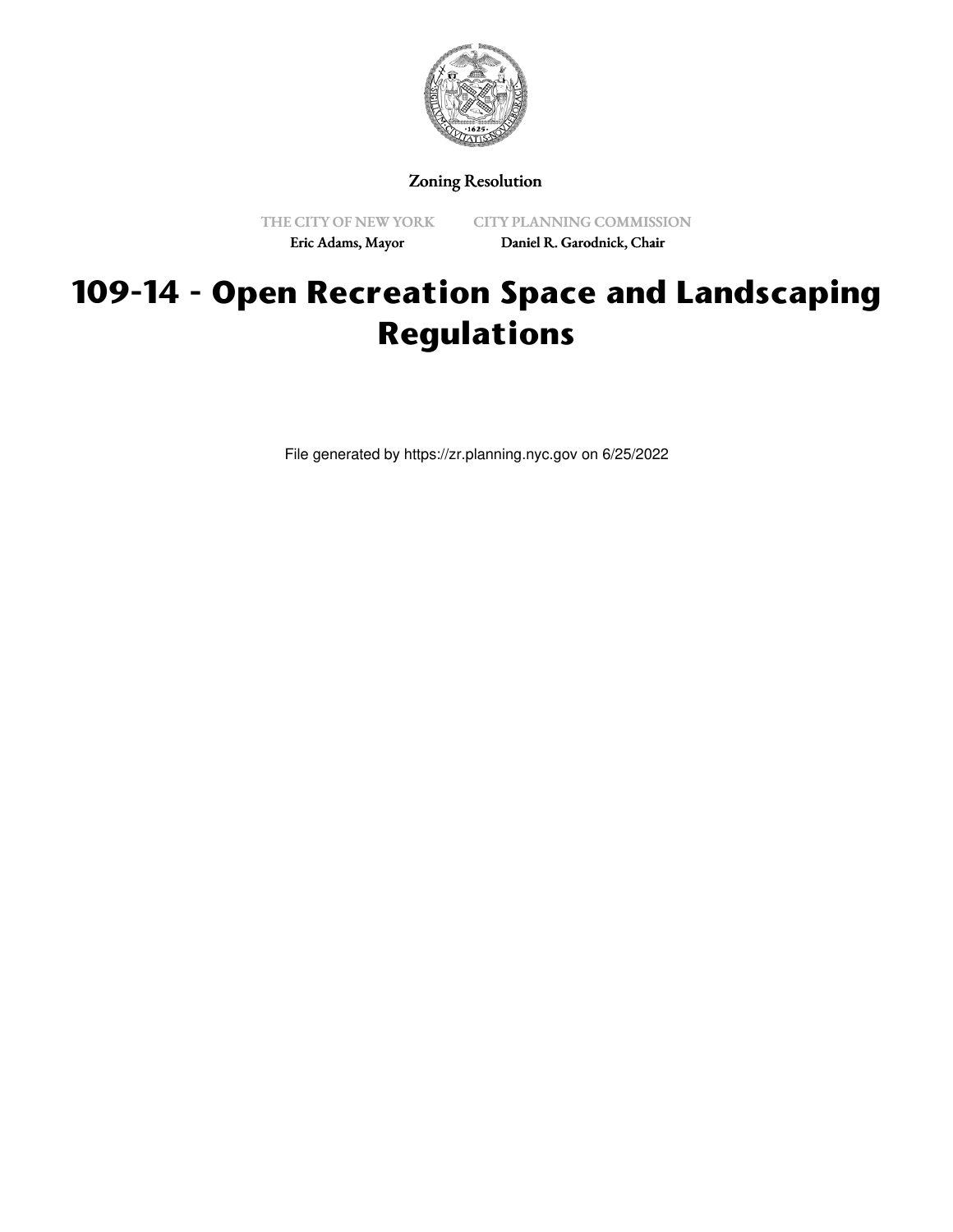Zoning Resolution

THE CITY OF NEW YORK
Eric Adams, Mayor

CITY PLANNING COMMISSION
Daniel R. Garodnick, Chair

# 109-14 - Open Recreation Space and Landscaping Regulations

File generated by https://zr.planning.nyc.gov on 6/25/2022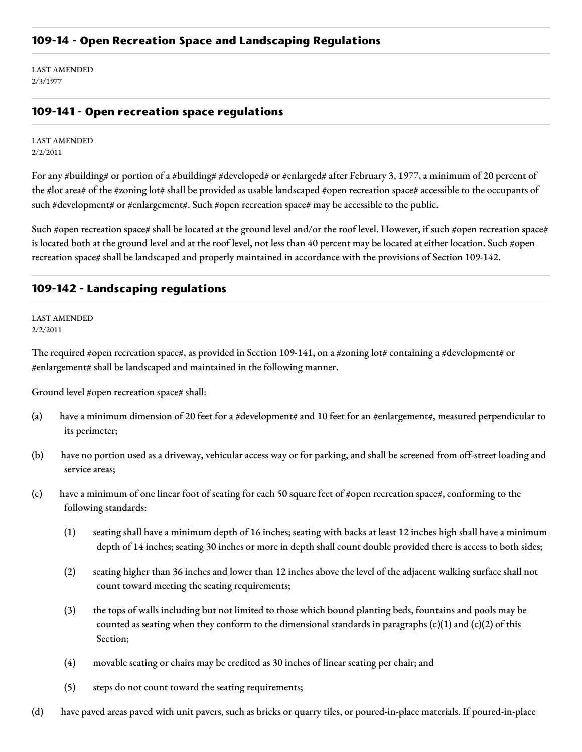## 109-14 - Open Recreation Space and Landscaping Regulations

LAST AMENDED
2/3/1977

## 109-141 - Open recreation space regulations

LAST AMENDED
2/2/2011

For any #building# or portion of a #building# #developed# or #enlarged# after February 3, 1977, a minimum of 20 percent of the #lot area# of the #zoning lot# shall be provided as usable landscaped #open recreation space# accessible to the occupants of such #development# or #enlargement#. Such #open recreation space# may be accessible to the public.

Such #open recreation space# shall be located at the ground level and/or the roof level. However, if such #open recreation space# is located both at the ground level and at the roof level, not less than 40 percent may be located at either location. Such #open recreation space# shall be landscaped and properly maintained in accordance with the provisions of Section 109-142.

## 109-142 - Landscaping regulations

LAST AMENDED
2/2/2011

The required #open recreation space#, as provided in Section 109-141, on a #zoning lot# containing a #development# or #enlargement# shall be landscaped and maintained in the following manner.

Ground level #open recreation space# shall:

(a) have a minimum dimension of 20 feet for a #development# and 10 feet for an #enlargement#, measured perpendicular to its perimeter;

(b) have no portion used as a driveway, vehicular access way or for parking, and shall be screened from off-street loading and service areas;

(c) have a minimum of one linear foot of seating for each 50 square feet of #open recreation space#, conforming to the following standards:

  (1) seating shall have a minimum depth of 16 inches; seating with backs at least 12 inches high shall have a minimum depth of 14 inches; seating 30 inches or more in depth shall count double provided there is access to both sides;

  (2) seating higher than 36 inches and lower than 12 inches above the level of the adjacent walking surface shall not count toward meeting the seating requirements;

  (3) the tops of walls including but not limited to those which bound planting beds, fountains and pools may be counted as seating when they conform to the dimensional standards in paragraphs (c)(1) and (c)(2) of this Section;

  (4) movable seating or chairs may be credited as 30 inches of linear seating per chair; and

  (5) steps do not count toward the seating requirements;

(d) have paved areas paved with unit pavers, such as bricks or quarry tiles, or poured-in-place materials. If poured-in-place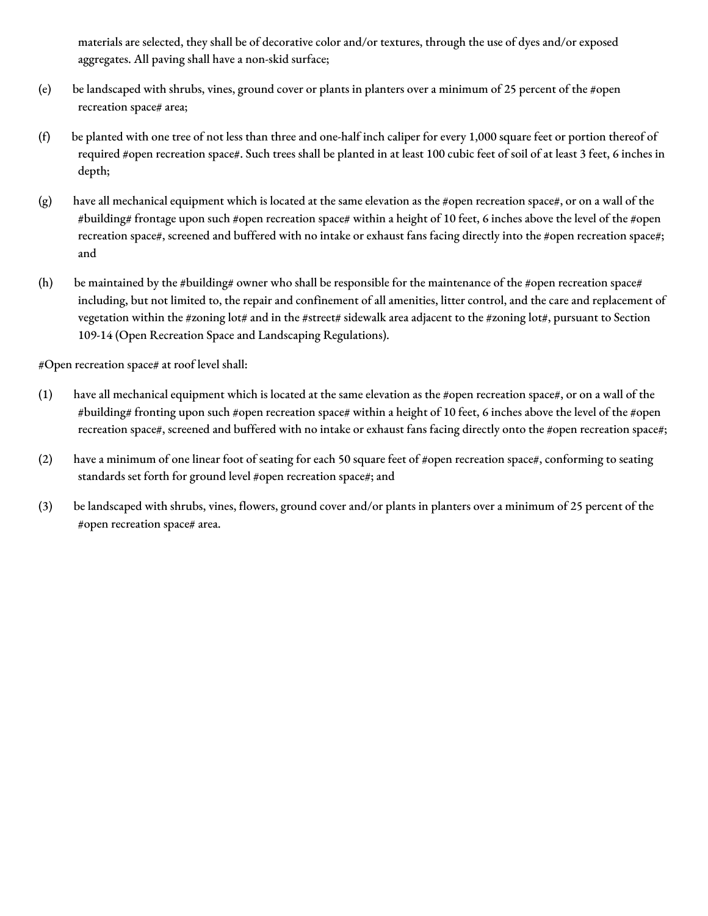materials are selected, they shall be of decorative color and/or textures, through the use of dyes and/or exposed aggregates. All paving shall have a non-skid surface;

(e) be landscaped with shrubs, vines, ground cover or plants in planters over a minimum of 25 percent of the #open recreation space# area;

(f) be planted with one tree of not less than three and one-half inch caliper for every 1,000 square feet or portion thereof of required #open recreation space#. Such trees shall be planted in at least 100 cubic feet of soil of at least 3 feet, 6 inches in depth;

(g) have all mechanical equipment which is located at the same elevation as the #open recreation space#, or on a wall of the #building# frontage upon such #open recreation space# within a height of 10 feet, 6 inches above the level of the #open recreation space#, screened and buffered with no intake or exhaust fans facing directly into the #open recreation space#; and

(h) be maintained by the #building# owner who shall be responsible for the maintenance of the #open recreation space# including, but not limited to, the repair and confinement of all amenities, litter control, and the care and replacement of vegetation within the #zoning lot# and in the #street# sidewalk area adjacent to the #zoning lot#, pursuant to Section 109-14 (Open Recreation Space and Landscaping Regulations).

#Open recreation space# at roof level shall:

(1) have all mechanical equipment which is located at the same elevation as the #open recreation space#, or on a wall of the #building# fronting upon such #open recreation space# within a height of 10 feet, 6 inches above the level of the #open recreation space#, screened and buffered with no intake or exhaust fans facing directly onto the #open recreation space#;

(2) have a minimum of one linear foot of seating for each 50 square feet of #open recreation space#, conforming to seating standards set forth for ground level #open recreation space#; and

(3) be landscaped with shrubs, vines, flowers, ground cover and/or plants in planters over a minimum of 25 percent of the #open recreation space# area.